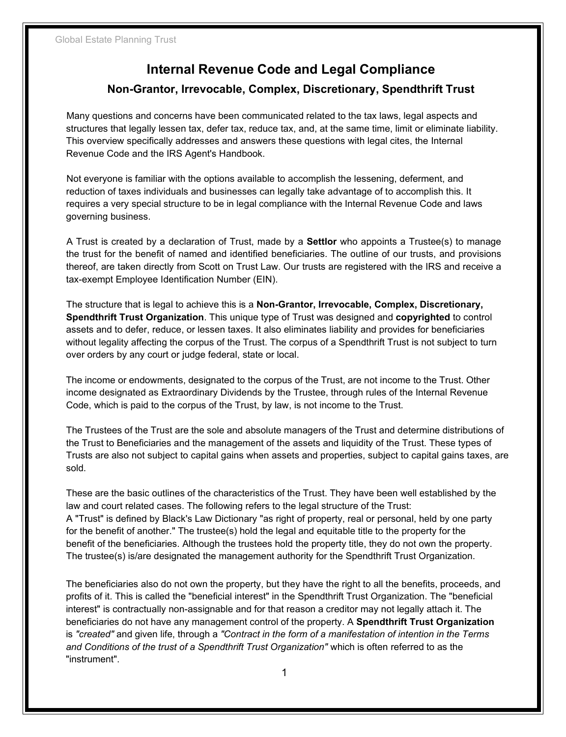# Internal Revenue Code and Legal Compliance

## Non-Grantor, Irrevocable, Complex, Discretionary, Spendthrift Trust

Many questions and concerns have been communicated related to the tax laws, legal aspects and structures that legally lessen tax, defer tax, reduce tax, and, at the same time, limit or eliminate liability. This overview specifically addresses and answers these questions with legal cites, the Internal Revenue Code and the IRS Agent's Handbook.

Not everyone is familiar with the options available to accomplish the lessening, deferment, and reduction of taxes individuals and businesses can legally take advantage of to accomplish this. It requires a very special structure to be in legal compliance with the Internal Revenue Code and laws governing business.

A Trust is created by a declaration of Trust, made by a **Settlor** who appoints a Trustee(s) to manage the trust for the benefit of named and identified beneficiaries. The outline of our trusts, and provisions thereof, are taken directly from Scott on Trust Law. Our trusts are registered with the IRS and receive a tax-exempt Employee Identification Number (EIN).

The structure that is legal to achieve this is a **Non-Grantor, Irrevocable, Complex, Discretionary, Spendthrift Trust Organization**. This unique type of Trust was designed and **copyrighted** to control assets and to defer, reduce, or lessen taxes. It also eliminates liability and provides for beneficiaries without legality affecting the corpus of the Trust. The corpus of a Spendthrift Trust is not subject to turn over orders by any court or judge federal, state or local.

The income or endowments, designated to the corpus of the Trust, are not income to the Trust. Other income designated as Extraordinary Dividends by the Trustee, through rules of the Internal Revenue Code, which is paid to the corpus of the Trust, by law, is not income to the Trust.

The Trustees of the Trust are the sole and absolute managers of the Trust and determine distributions of the Trust to Beneficiaries and the management of the assets and liquidity of the Trust. These types of Trusts are also not subject to capital gains when assets and properties, subject to capital gains taxes, are sold.

These are the basic outlines of the characteristics of the Trust. They have been well established by the law and court related cases. The following refers to the legal structure of the Trust:
A "Trust" is defined by Black's Law Dictionary "as right of property, real or personal, held by one party for the benefit of another." The trustee(s) hold the legal and equitable title to the property for the benefit of the beneficiaries. Although the trustees hold the property title, they do not own the property. The trustee(s) is/are designated the management authority for the Spendthrift Trust Organization.

The beneficiaries also do not own the property, but they have the right to all the benefits, proceeds, and profits of it. This is called the "beneficial interest" in the Spendthrift Trust Organization. The "beneficial interest" is contractually non-assignable and for that reason a creditor may not legally attach it. The beneficiaries do not have any management control of the property. A **Spendthrift Trust Organization** is *"created"* and given life, through a *"Contract in the form of a manifestation of intention in the Terms and Conditions of the trust of a Spendthrift Trust Organization"* which is often referred to as the "instrument".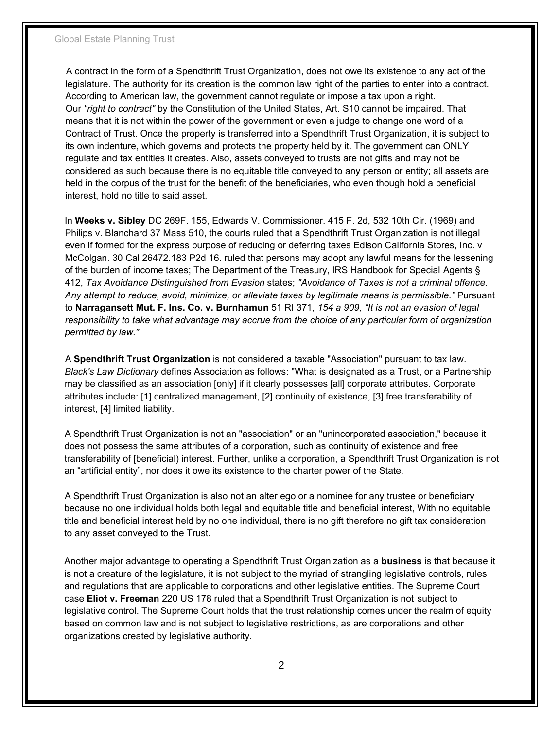A contract in the form of a Spendthrift Trust Organization, does not owe its existence to any act of the legislature. The authority for its creation is the common law right of the parties to enter into a contract. According to American law, the government cannot regulate or impose a tax upon a right. Our *"right to contract"* by the Constitution of the United States, Art. S10 cannot be impaired. That means that it is not within the power of the government or even a judge to change one word of a Contract of Trust. Once the property is transferred into a Spendthrift Trust Organization, it is subject to its own indenture, which governs and protects the property held by it. The government can ONLY regulate and tax entities it creates. Also, assets conveyed to trusts are not gifts and may not be considered as such because there is no equitable title conveyed to any person or entity; all assets are held in the corpus of the trust for the benefit of the beneficiaries, who even though hold a beneficial interest, hold no title to said asset.

In **Weeks v. Sibley** DC 269F. 155, Edwards V. Commissioner. 415 F. 2d, 532 10th Cir. (1969) and Philips v. Blanchard 37 Mass 510, the courts ruled that a Spendthrift Trust Organization is not illegal even if formed for the express purpose of reducing or deferring taxes Edison California Stores, Inc. v McColgan. 30 Cal 26472.183 P2d 16. ruled that persons may adopt any lawful means for the lessening of the burden of income taxes; The Department of the Treasury, IRS Handbook for Special Agents § 412, *Tax Avoidance Distinguished from Evasion* states; *"Avoidance of Taxes is not a criminal offence. Any attempt to reduce, avoid, minimize, or alleviate taxes by legitimate means is permissible."* Pursuant to **Narragansett Mut. F. Ins. Co. v. Burnhamun** 51 RI 371, *154 a 909, "It is not an evasion of legal responsibility to take what advantage may accrue from the choice of any particular form of organization permitted by law."*

A **Spendthrift Trust Organization** is not considered a taxable "Association" pursuant to tax law. *Black's Law Dictionary* defines Association as follows: "What is designated as a Trust, or a Partnership may be classified as an association [only] if it clearly possesses [all] corporate attributes. Corporate attributes include: [1] centralized management, [2] continuity of existence, [3] free transferability of interest, [4] limited liability.

A Spendthrift Trust Organization is not an "association" or an "unincorporated association," because it does not possess the same attributes of a corporation, such as continuity of existence and free transferability of [beneficial) interest. Further, unlike a corporation, a Spendthrift Trust Organization is not an "artificial entity", nor does it owe its existence to the charter power of the State.

A Spendthrift Trust Organization is also not an alter ego or a nominee for any trustee or beneficiary because no one individual holds both legal and equitable title and beneficial interest, With no equitable title and beneficial interest held by no one individual, there is no gift therefore no gift tax consideration to any asset conveyed to the Trust.

Another major advantage to operating a Spendthrift Trust Organization as a **business** is that because it is not a creature of the legislature, it is not subject to the myriad of strangling legislative controls, rules and regulations that are applicable to corporations and other legislative entities. The Supreme Court case **Eliot v. Freeman** 220 US 178 ruled that a Spendthrift Trust Organization is not subject to legislative control. The Supreme Court holds that the trust relationship comes under the realm of equity based on common law and is not subject to legislative restrictions, as are corporations and other organizations created by legislative authority.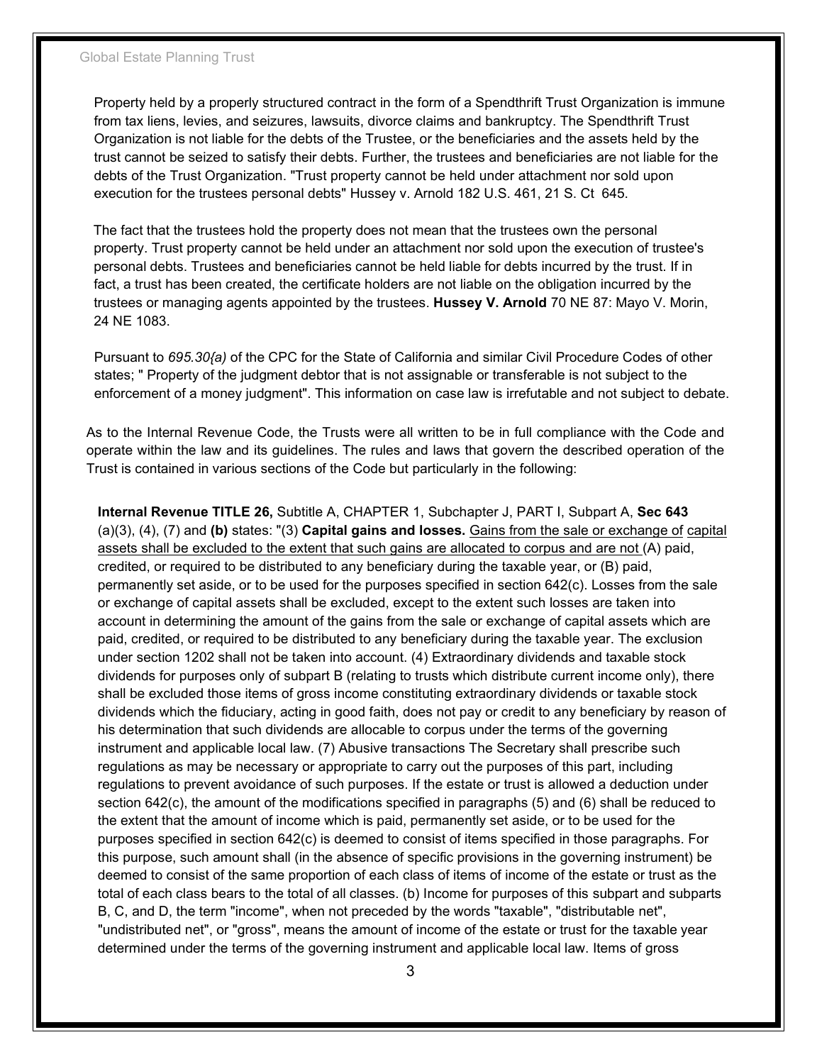Property held by a properly structured contract in the form of a Spendthrift Trust Organization is immune from tax liens, levies, and seizures, lawsuits, divorce claims and bankruptcy. The Spendthrift Trust Organization is not liable for the debts of the Trustee, or the beneficiaries and the assets held by the trust cannot be seized to satisfy their debts. Further, the trustees and beneficiaries are not liable for the debts of the Trust Organization. "Trust property cannot be held under attachment nor sold upon execution for the trustees personal debts" Hussey v. Arnold 182 U.S. 461, 21 S. Ct 645.

The fact that the trustees hold the property does not mean that the trustees own the personal property. Trust property cannot be held under an attachment nor sold upon the execution of trustee's personal debts. Trustees and beneficiaries cannot be held liable for debts incurred by the trust. If in fact, a trust has been created, the certificate holders are not liable on the obligation incurred by the trustees or managing agents appointed by the trustees. **Hussey V. Arnold** 70 NE 87: Mayo V. Morin, 24 NE 1083.

Pursuant to *695.30{a)* of the CPC for the State of California and similar Civil Procedure Codes of other states; " Property of the judgment debtor that is not assignable or transferable is not subject to the enforcement of a money judgment". This information on case law is irrefutable and not subject to debate.

As to the Internal Revenue Code, the Trusts were all written to be in full compliance with the Code and operate within the law and its guidelines. The rules and laws that govern the described operation of the Trust is contained in various sections of the Code but particularly in the following:

**Internal Revenue TITLE 26,** Subtitle A, CHAPTER 1, Subchapter J, PART I, Subpart A, **Sec 643** (a)(3), (4), (7) and **(b)** states: "(3) **Capital gains and losses.** Gains from the sale or exchange of capital assets shall be excluded to the extent that such gains are allocated to corpus and are not (A) paid, credited, or required to be distributed to any beneficiary during the taxable year, or (B) paid, permanently set aside, or to be used for the purposes specified in section 642(c). Losses from the sale or exchange of capital assets shall be excluded, except to the extent such losses are taken into account in determining the amount of the gains from the sale or exchange of capital assets which are paid, credited, or required to be distributed to any beneficiary during the taxable year. The exclusion under section 1202 shall not be taken into account. (4) Extraordinary dividends and taxable stock dividends for purposes only of subpart B (relating to trusts which distribute current income only), there shall be excluded those items of gross income constituting extraordinary dividends or taxable stock dividends which the fiduciary, acting in good faith, does not pay or credit to any beneficiary by reason of his determination that such dividends are allocable to corpus under the terms of the governing instrument and applicable local law. (7) Abusive transactions The Secretary shall prescribe such regulations as may be necessary or appropriate to carry out the purposes of this part, including regulations to prevent avoidance of such purposes. If the estate or trust is allowed a deduction under section 642(c), the amount of the modifications specified in paragraphs (5) and (6) shall be reduced to the extent that the amount of income which is paid, permanently set aside, or to be used for the purposes specified in section 642(c) is deemed to consist of items specified in those paragraphs. For this purpose, such amount shall (in the absence of specific provisions in the governing instrument) be deemed to consist of the same proportion of each class of items of income of the estate or trust as the total of each class bears to the total of all classes. (b) Income for purposes of this subpart and subparts B, C, and D, the term "income", when not preceded by the words "taxable", "distributable net", "undistributed net", or "gross", means the amount of income of the estate or trust for the taxable year determined under the terms of the governing instrument and applicable local law. Items of gross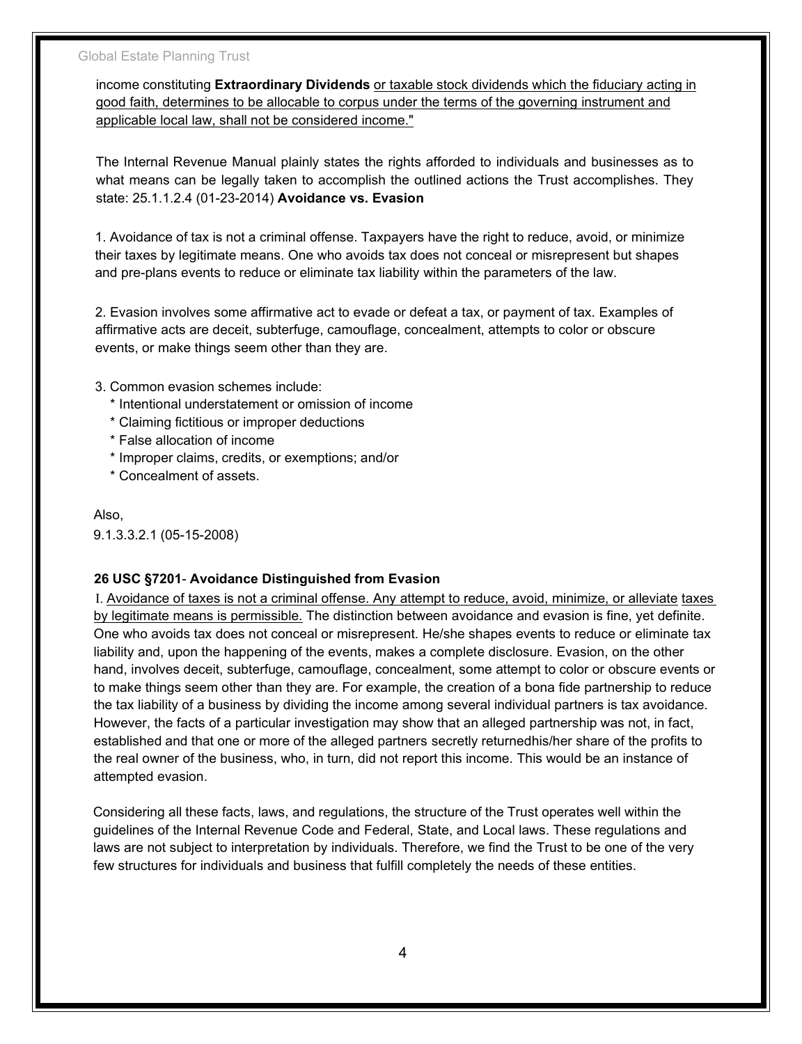income constituting **Extraordinary Dividends** <u>or taxable stock dividends which the fiduciary acting in good faith, determines to be allocable to corpus under the terms of the governing instrument and applicable local law, shall not be considered income."</u>

The Internal Revenue Manual plainly states the rights afforded to individuals and businesses as to what means can be legally taken to accomplish the outlined actions the Trust accomplishes. They state: 25.1.1.2.4 (01-23-2014) **Avoidance vs. Evasion**

1. Avoidance of tax is not a criminal offense. Taxpayers have the right to reduce, avoid, or minimize their taxes by legitimate means. One who avoids tax does not conceal or misrepresent but shapes and pre-plans events to reduce or eliminate tax liability within the parameters of the law.

2. Evasion involves some affirmative act to evade or defeat a tax, or payment of tax. Examples of affirmative acts are deceit, subterfuge, camouflage, concealment, attempts to color or obscure events, or make things seem other than they are.

3. Common evasion schemes include:
   * Intentional understatement or omission of income
   * Claiming fictitious or improper deductions
   * False allocation of income
   * Improper claims, credits, or exemptions; and/or
   * Concealment of assets.

Also,
9.1.3.3.2.1 (05-15-2008)

**26 USC §7201- Avoidance Distinguished from Evasion**

I. <u>Avoidance of taxes is not a criminal offense. Any attempt to reduce, avoid, minimize, or alleviate taxes by legitimate means is permissible.</u> The distinction between avoidance and evasion is fine, yet definite. One who avoids tax does not conceal or misrepresent. He/she shapes events to reduce or eliminate tax liability and, upon the happening of the events, makes a complete disclosure. Evasion, on the other hand, involves deceit, subterfuge, camouflage, concealment, some attempt to color or obscure events or to make things seem other than they are. For example, the creation of a bona fide partnership to reduce the tax liability of a business by dividing the income among several individual partners is tax avoidance. However, the facts of a particular investigation may show that an alleged partnership was not, in fact, established and that one or more of the alleged partners secretly returnedhis/her share of the profits to the real owner of the business, who, in turn, did not report this income. This would be an instance of attempted evasion.

Considering all these facts, laws, and regulations, the structure of the Trust operates well within the guidelines of the Internal Revenue Code and Federal, State, and Local laws. These regulations and laws are not subject to interpretation by individuals. Therefore, we find the Trust to be one of the very few structures for individuals and business that fulfill completely the needs of these entities.